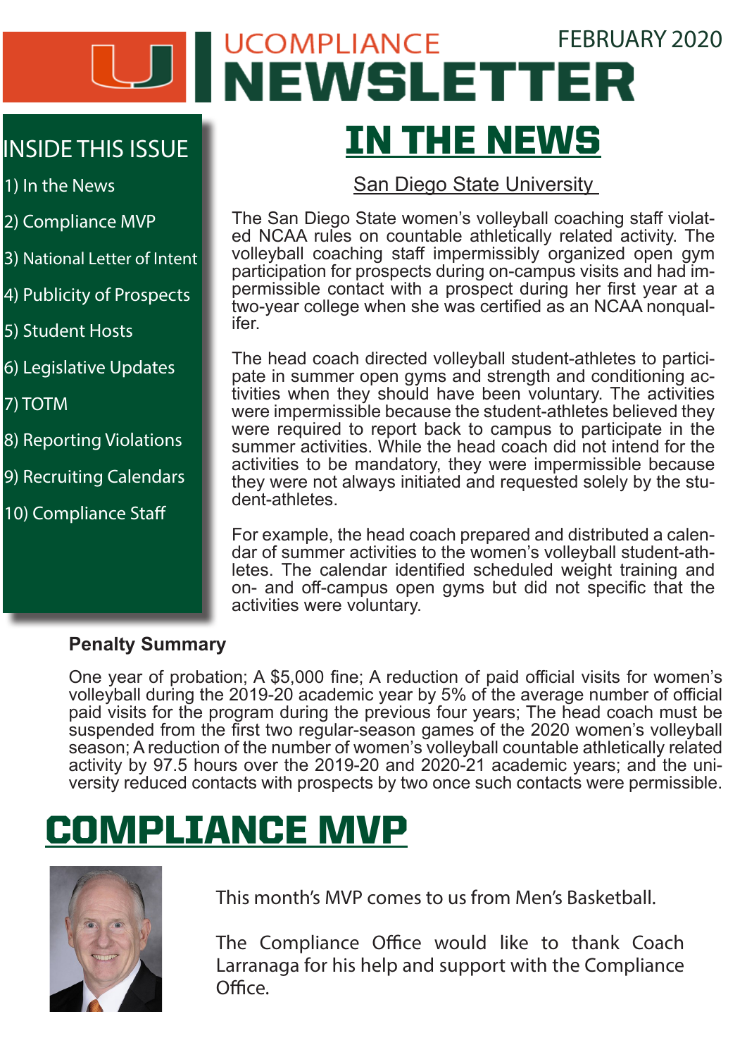# UCOMPLIANCE NEWSLETTER

FEBRUARY 2020

## INSIDE THIS ISSUE

1) In the News
2) Compliance MVP
3) National Letter of Intent
4) Publicity of Prospects
5) Student Hosts
6) Legislative Updates
7) TOTM
8) Reporting Violations
9) Recruiting Calendars
10) Compliance Staff

# IN THE NEWS

### San Diego State University

The San Diego State women's volleyball coaching staff violated NCAA rules on countable athletically related activity. The volleyball coaching staff impermissibly organized open gym participation for prospects during on-campus visits and had impermissible contact with a prospect during her first year at a two-year college when she was certified as an NCAA nonqualifer.

The head coach directed volleyball student-athletes to participate in summer open gyms and strength and conditioning activities when they should have been voluntary. The activities were impermissible because the student-athletes believed they were required to report back to campus to participate in the summer activities. While the head coach did not intend for the activities to be mandatory, they were impermissible because they were not always initiated and requested solely by the student-athletes.

For example, the head coach prepared and distributed a calendar of summer activities to the women's volleyball student-athletes. The calendar identified scheduled weight training and on- and off-campus open gyms but did not specific that the activities were voluntary.

**Penalty Summary**

One year of probation; A $5,000 fine; A reduction of paid official visits for women's volleyball during the 2019-20 academic year by 5% of the average number of official paid visits for the program during the previous four years; The head coach must be suspended from the first two regular-season games of the 2020 women's volleyball season; A reduction of the number of women's volleyball countable athletically related activity by 97.5 hours over the 2019-20 and 2020-21 academic years; and the university reduced contacts with prospects by two once such contacts were permissible.

# COMPLIANCE MVP

This month's MVP comes to us from Men's Basketball.

The Compliance Office would like to thank Coach Larranaga for his help and support with the Compliance Office.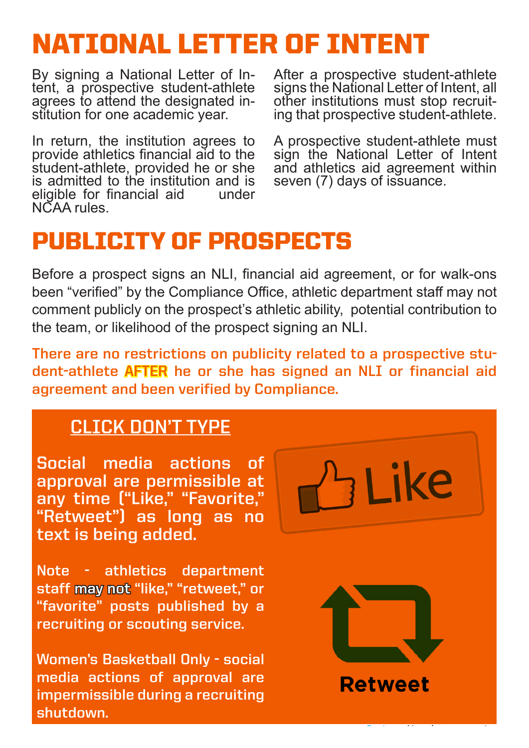# NATIONAL LETTER OF INTENT

By signing a National Letter of Intent, a prospective student-athlete agrees to attend the designated institution for one academic year.

In return, the institution agrees to provide athletics financial aid to the student-athlete, provided he or she is admitted to the institution and is eligible for financial aid under NCAA rules.

After a prospective student-athlete signs the National Letter of Intent, all other institutions must stop recruiting that prospective student-athlete.

A prospective student-athlete must sign the National Letter of Intent and athletics aid agreement within seven (7) days of issuance.

# PUBLICITY OF PROSPECTS

Before a prospect signs an NLI, financial aid agreement, or for walk-ons been "verified" by the Compliance Office, athletic department staff may not comment publicly on the prospect's athletic ability, potential contribution to the team, or likelihood of the prospect signing an NLI.

**There are no restrictions on publicity related to a prospective student-athlete AFTER he or she has signed an NLI or financial aid agreement and been verified by Compliance.**

## CLICK DON'T TYPE

**Social media actions of approval are permissible at any time ("Like," "Favorite," "Retweet") as long as no text is being added.**

Note - athletics department staff **may not** "like," "retweet," or "favorite" posts published by a recruiting or scouting service.

Women's Basketball Only - social media actions of approval are impermissible during a recruiting shutdown.

Like

Retweet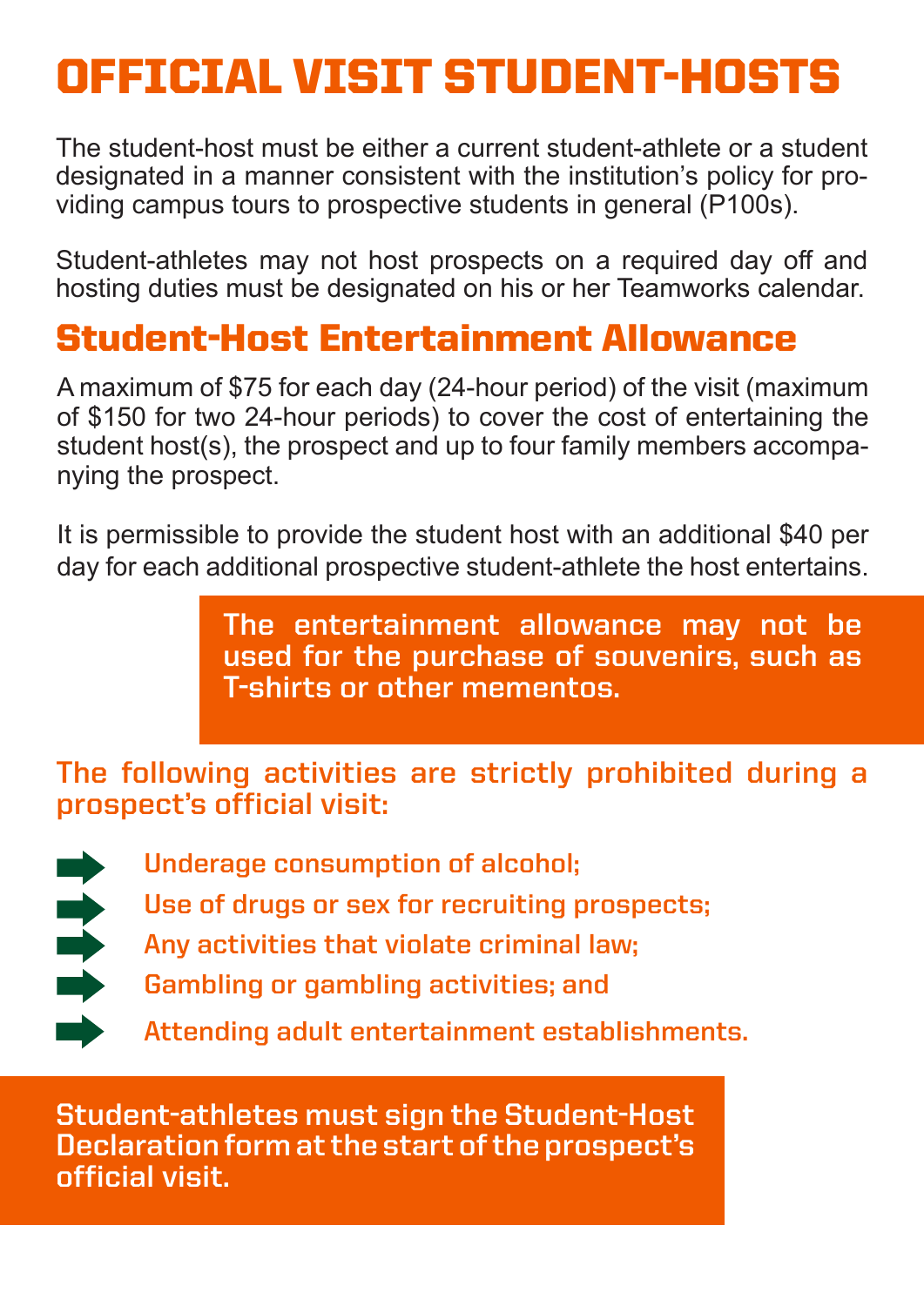# OFFICIAL VISIT STUDENT-HOSTS

The student-host must be either a current student-athlete or a student designated in a manner consistent with the institution's policy for providing campus tours to prospective students in general (P100s).

Student-athletes may not host prospects on a required day off and hosting duties must be designated on his or her Teamworks calendar.

## Student-Host Entertainment Allowance

A maximum of $75 for each day (24-hour period) of the visit (maximum of $150 for two 24-hour periods) to cover the cost of entertaining the student host(s), the prospect and up to four family members accompanying the prospect.

It is permissible to provide the student host with an additional $40 per day for each additional prospective student-athlete the host entertains.

**The entertainment allowance may not be used for the purchase of souvenirs, such as T-shirts or other mementos.**

**The following activities are strictly prohibited during a prospect's official visit:**

- Underage consumption of alcohol;
- Use of drugs or sex for recruiting prospects;
- Any activities that violate criminal law;
- Gambling or gambling activities; and
- Attending adult entertainment establishments.

**Student-athletes must sign the Student-Host Declaration form at the start of the prospect's official visit.**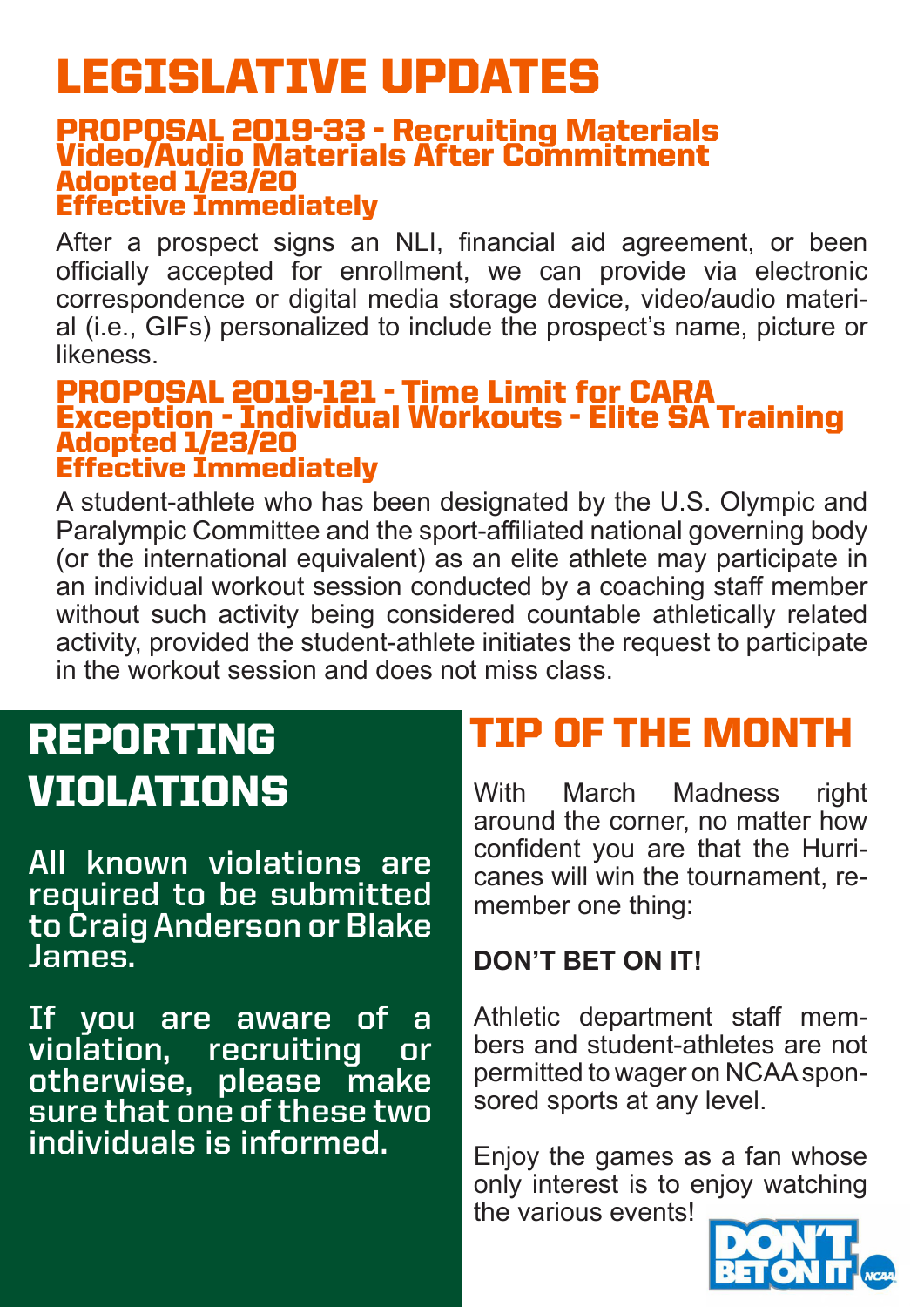# LEGISLATIVE UPDATES

### PROPOSAL 2019-33 - Recruiting Materials Video/Audio Materials After Commitment
### Adopted 1/23/20
### Effective Immediately

After a prospect signs an NLI, financial aid agreement, or been officially accepted for enrollment, we can provide via electronic correspondence or digital media storage device, video/audio material (i.e., GIFs) personalized to include the prospect's name, picture or likeness.

### PROPOSAL 2019-121 - Time Limit for CARA Exception - Individual Workouts - Elite SA Training
### Adopted 1/23/20
### Effective Immediately

A student-athlete who has been designated by the U.S. Olympic and Paralympic Committee and the sport-affiliated national governing body (or the international equivalent) as an elite athlete may participate in an individual workout session conducted by a coaching staff member without such activity being considered countable athletically related activity, provided the student-athlete initiates the request to participate in the workout session and does not miss class.

## REPORTING VIOLATIONS

All known violations are required to be submitted to Craig Anderson or Blake James.

If you are aware of a violation, recruiting or otherwise, please make sure that one of these two individuals is informed.

## TIP OF THE MONTH

With March Madness right around the corner, no matter how confident you are that the Hurricanes will win the tournament, remember one thing:

**DON'T BET ON IT!**

Athletic department staff members and student-athletes are not permitted to wager on NCAA sponsored sports at any level.

Enjoy the games as a fan whose only interest is to enjoy watching the various events!

DON'T BET ON IT NCAA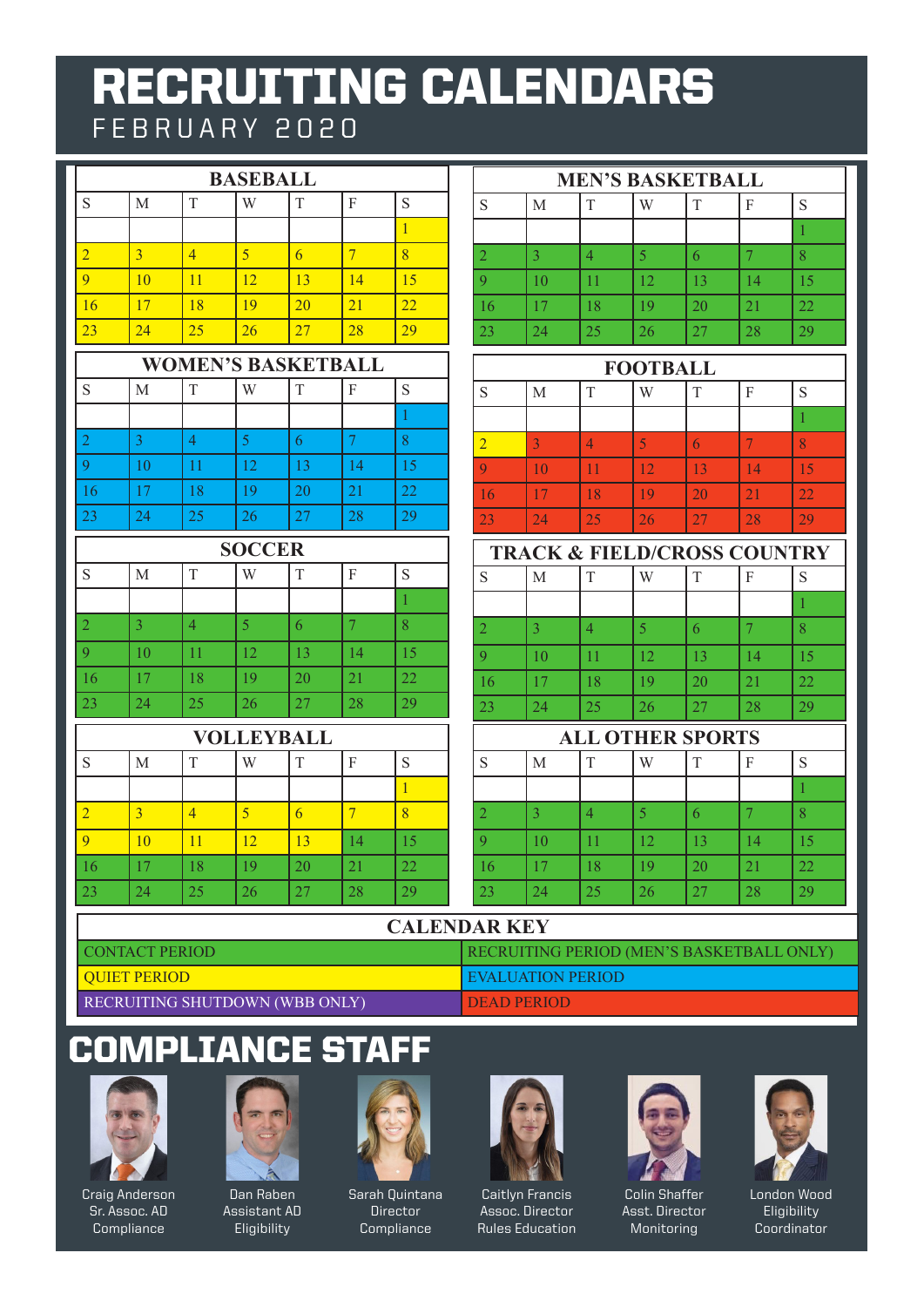# RECRUITING CALENDARS

FEBRUARY 2020

### BASEBALL

| S | M | T | W | T | F | S |
|---|---|---|---|---|---|---|
| | | | | | | 1 |
| 2 | 3 | 4 | 5 | 6 | 7 | 8 |
| 9 | 10 | 11 | 12 | 13 | 14 | 15 |
| 16 | 17 | 18 | 19 | 20 | 21 | 22 |
| 23 | 24 | 25 | 26 | 27 | 28 | 29 |

### MEN'S BASKETBALL

| S | M | T | W | T | F | S |
|---|---|---|---|---|---|---|
| | | | | | | 1 |
| 2 | 3 | 4 | 5 | 6 | 7 | 8 |
| 9 | 10 | 11 | 12 | 13 | 14 | 15 |
| 16 | 17 | 18 | 19 | 20 | 21 | 22 |
| 23 | 24 | 25 | 26 | 27 | 28 | 29 |

### WOMEN'S BASKETBALL

| S | M | T | W | T | F | S |
|---|---|---|---|---|---|---|
| | | | | | | 1 |
| 2 | 3 | 4 | 5 | 6 | 7 | 8 |
| 9 | 10 | 11 | 12 | 13 | 14 | 15 |
| 16 | 17 | 18 | 19 | 20 | 21 | 22 |
| 23 | 24 | 25 | 26 | 27 | 28 | 29 |

### FOOTBALL

| S | M | T | W | T | F | S |
|---|---|---|---|---|---|---|
| | | | | | | 1 |
| 2 | 3 | 4 | 5 | 6 | 7 | 8 |
| 9 | 10 | 11 | 12 | 13 | 14 | 15 |
| 16 | 17 | 18 | 19 | 20 | 21 | 22 |
| 23 | 24 | 25 | 26 | 27 | 28 | 29 |

### SOCCER

| S | M | T | W | T | F | S |
|---|---|---|---|---|---|---|
| | | | | | | 1 |
| 2 | 3 | 4 | 5 | 6 | 7 | 8 |
| 9 | 10 | 11 | 12 | 13 | 14 | 15 |
| 16 | 17 | 18 | 19 | 20 | 21 | 22 |
| 23 | 24 | 25 | 26 | 27 | 28 | 29 |

### TRACK & FIELD/CROSS COUNTRY

| S | M | T | W | T | F | S |
|---|---|---|---|---|---|---|
| | | | | | | 1 |
| 2 | 3 | 4 | 5 | 6 | 7 | 8 |
| 9 | 10 | 11 | 12 | 13 | 14 | 15 |
| 16 | 17 | 18 | 19 | 20 | 21 | 22 |
| 23 | 24 | 25 | 26 | 27 | 28 | 29 |

### VOLLEYBALL

| S | M | T | W | T | F | S |
|---|---|---|---|---|---|---|
| | | | | | | 1 |
| 2 | 3 | 4 | 5 | 6 | 7 | 8 |
| 9 | 10 | 11 | 12 | 13 | 14 | 15 |
| 16 | 17 | 18 | 19 | 20 | 21 | 22 |
| 23 | 24 | 25 | 26 | 27 | 28 | 29 |

### ALL OTHER SPORTS

| S | M | T | W | T | F | S |
|---|---|---|---|---|---|---|
| | | | | | | 1 |
| 2 | 3 | 4 | 5 | 6 | 7 | 8 |
| 9 | 10 | 11 | 12 | 13 | 14 | 15 |
| 16 | 17 | 18 | 19 | 20 | 21 | 22 |
| 23 | 24 | 25 | 26 | 27 | 28 | 29 |

### CALENDAR KEY

| | |
|---|---|
| CONTACT PERIOD | RECRUITING PERIOD (MEN'S BASKETBALL ONLY) |
| QUIET PERIOD | EVALUATION PERIOD |
| RECRUITING SHUTDOWN (WBB ONLY) | DEAD PERIOD |

# COMPLIANCE STAFF

Craig Anderson
Sr. Assoc. AD
Compliance

Dan Raben
Assistant AD
Eligibility

Sarah Quintana
Director
Compliance

Caitlyn Francis
Assoc. Director
Rules Education

Colin Shaffer
Asst. Director
Monitoring

London Wood
Eligibility
Coordinator